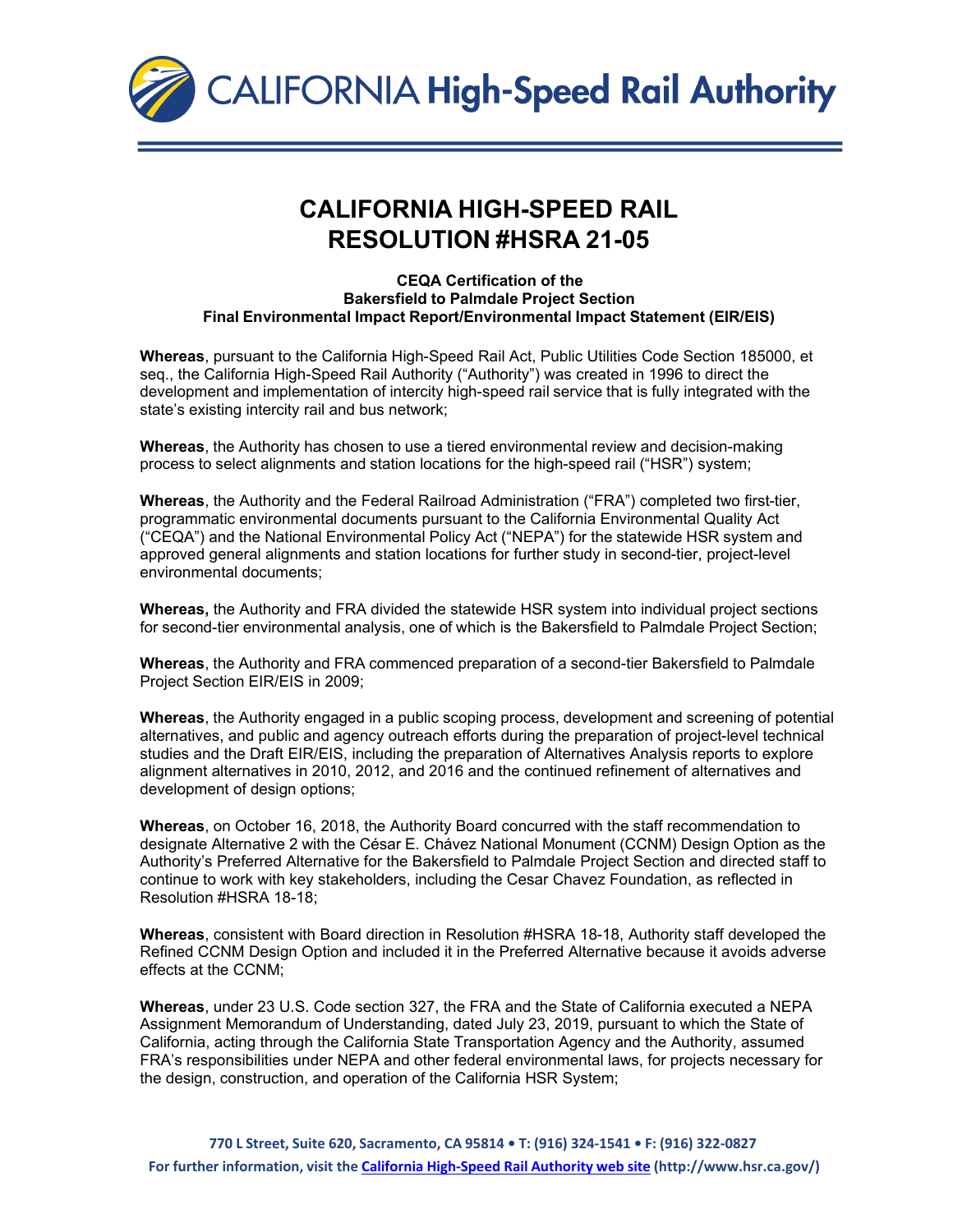# CALIFORNIA HIGH-SPEED RAIL RESOLUTION #HSRA 21-05

### CEQA Certification of the Bakersfield to Palmdale Project Section Final Environmental Impact Report/Environmental Impact Statement (EIR/EIS)

**Whereas**, pursuant to the California High-Speed Rail Act, Public Utilities Code Section 185000, et seq., the California High-Speed Rail Authority ("Authority") was created in 1996 to direct the development and implementation of intercity high-speed rail service that is fully integrated with the state's existing intercity rail and bus network;

**Whereas**, the Authority has chosen to use a tiered environmental review and decision-making process to select alignments and station locations for the high-speed rail ("HSR") system;

**Whereas**, the Authority and the Federal Railroad Administration ("FRA") completed two first-tier, programmatic environmental documents pursuant to the California Environmental Quality Act ("CEQA") and the National Environmental Policy Act ("NEPA") for the statewide HSR system and approved general alignments and station locations for further study in second-tier, project-level environmental documents;

**Whereas,** the Authority and FRA divided the statewide HSR system into individual project sections for second-tier environmental analysis, one of which is the Bakersfield to Palmdale Project Section;

**Whereas**, the Authority and FRA commenced preparation of a second-tier Bakersfield to Palmdale Project Section EIR/EIS in 2009;

**Whereas**, the Authority engaged in a public scoping process, development and screening of potential alternatives, and public and agency outreach efforts during the preparation of project-level technical studies and the Draft EIR/EIS, including the preparation of Alternatives Analysis reports to explore alignment alternatives in 2010, 2012, and 2016 and the continued refinement of alternatives and development of design options;

**Whereas**, on October 16, 2018, the Authority Board concurred with the staff recommendation to designate Alternative 2 with the César E. Chávez National Monument (CCNM) Design Option as the Authority's Preferred Alternative for the Bakersfield to Palmdale Project Section and directed staff to continue to work with key stakeholders, including the Cesar Chavez Foundation, as reflected in Resolution #HSRA 18-18;

**Whereas**, consistent with Board direction in Resolution #HSRA 18-18, Authority staff developed the Refined CCNM Design Option and included it in the Preferred Alternative because it avoids adverse effects at the CCNM;

**Whereas**, under 23 U.S. Code section 327, the FRA and the State of California executed a NEPA Assignment Memorandum of Understanding, dated July 23, 2019, pursuant to which the State of California, acting through the California State Transportation Agency and the Authority, assumed FRA's responsibilities under NEPA and other federal environmental laws, for projects necessary for the design, construction, and operation of the California HSR System;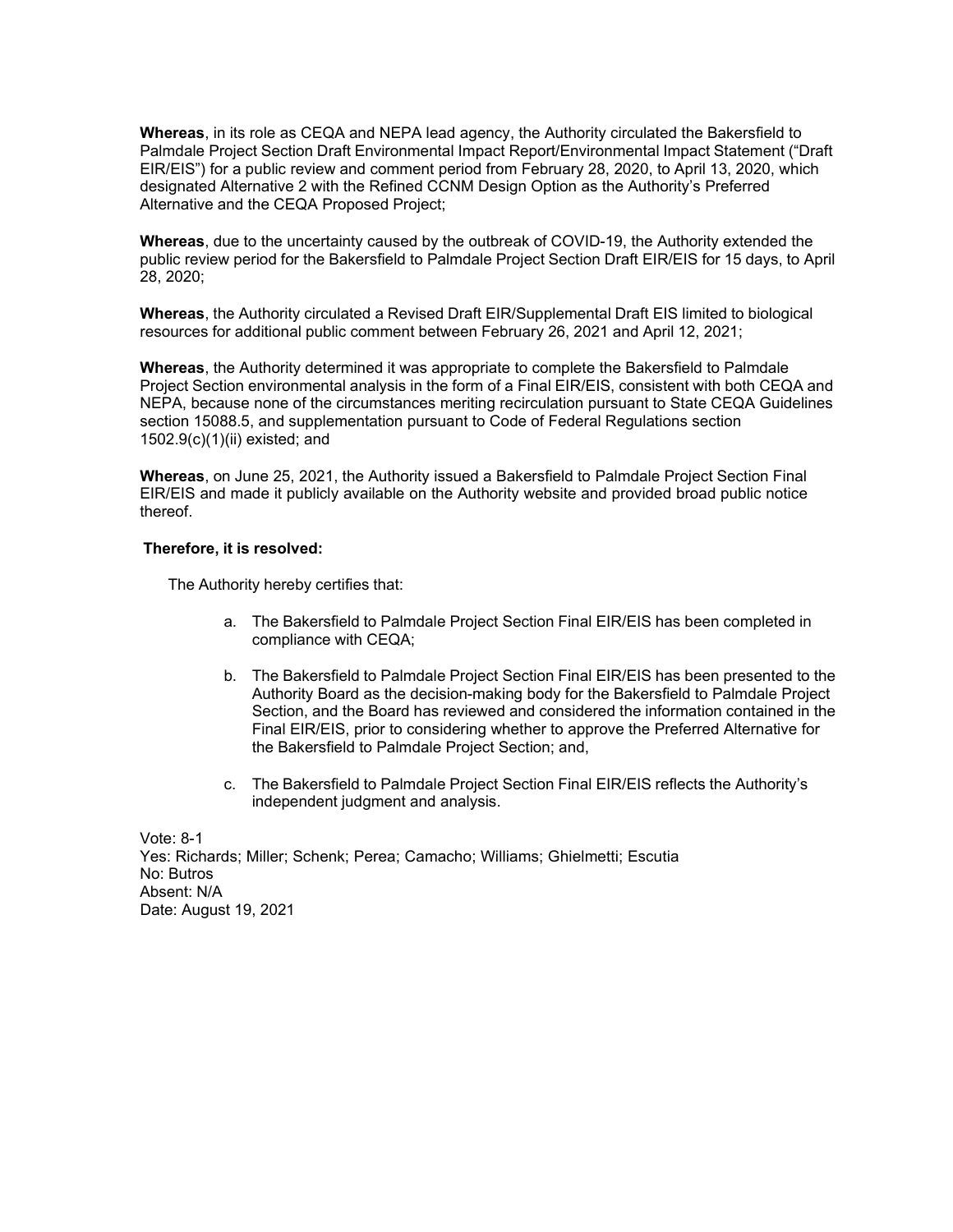**Whereas**, in its role as CEQA and NEPA lead agency, the Authority circulated the Bakersfield to Palmdale Project Section Draft Environmental Impact Report/Environmental Impact Statement ("Draft EIR/EIS") for a public review and comment period from February 28, 2020, to April 13, 2020, which designated Alternative 2 with the Refined CCNM Design Option as the Authority's Preferred Alternative and the CEQA Proposed Project;

**Whereas**, due to the uncertainty caused by the outbreak of COVID-19, the Authority extended the public review period for the Bakersfield to Palmdale Project Section Draft EIR/EIS for 15 days, to April 28, 2020;

**Whereas**, the Authority circulated a Revised Draft EIR/Supplemental Draft EIS limited to biological resources for additional public comment between February 26, 2021 and April 12, 2021;

**Whereas**, the Authority determined it was appropriate to complete the Bakersfield to Palmdale Project Section environmental analysis in the form of a Final EIR/EIS, consistent with both CEQA and NEPA, because none of the circumstances meriting recirculation pursuant to State CEQA Guidelines section 15088.5, and supplementation pursuant to Code of Federal Regulations section 1502.9(c)(1)(ii) existed; and

**Whereas**, on June 25, 2021, the Authority issued a Bakersfield to Palmdale Project Section Final EIR/EIS and made it publicly available on the Authority website and provided broad public notice thereof.

**Therefore, it is resolved:**

The Authority hereby certifies that:

a. The Bakersfield to Palmdale Project Section Final EIR/EIS has been completed in compliance with CEQA;

b. The Bakersfield to Palmdale Project Section Final EIR/EIS has been presented to the Authority Board as the decision-making body for the Bakersfield to Palmdale Project Section, and the Board has reviewed and considered the information contained in the Final EIR/EIS, prior to considering whether to approve the Preferred Alternative for the Bakersfield to Palmdale Project Section; and,

c. The Bakersfield to Palmdale Project Section Final EIR/EIS reflects the Authority's independent judgment and analysis.

Vote: 8-1
Yes: Richards; Miller; Schenk; Perea; Camacho; Williams; Ghielmetti; Escutia
No: Butros
Absent: N/A
Date: August 19, 2021